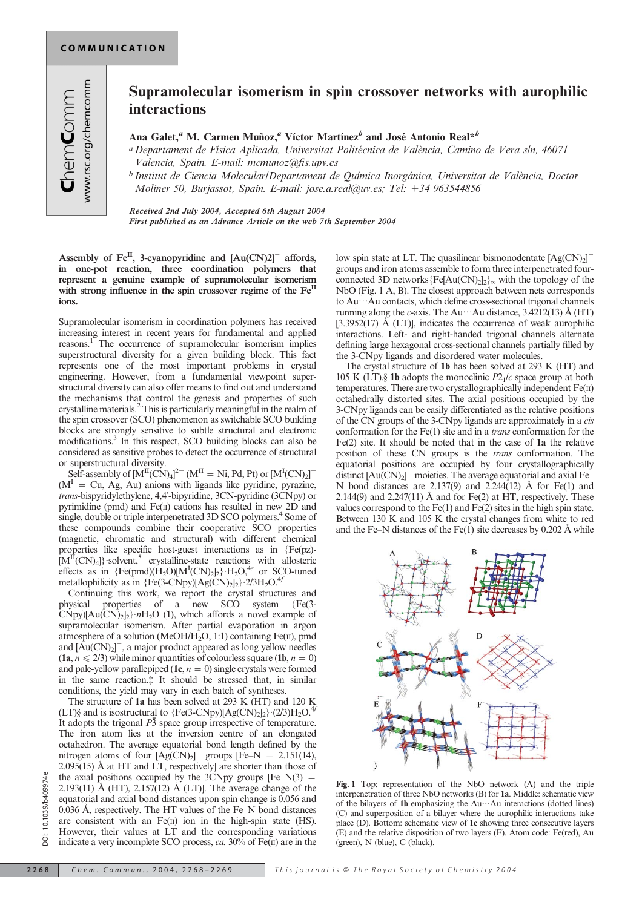COMMUNICATION

# Supramolecular isomerism in spin crossover networks with aurophilic interactions

**Ana Galet,[a] M. Carmen Muñoz,[a] Víctor Martínez[b] and José Antonio Real*[b]**

[a] *Departament de Física Aplicada, Universitat Politécnica de València, Camino de Vera s/n, 46071 Valencia, Spain. E-mail: mcmunoz@fis.upv.es*

[b] *Institut de Ciencia Molecular/Departament de Química Inorgánica, Universitat de València, Doctor Moliner 50, Burjassot, Spain. E-mail: jose.a.real@uv.es; Tel: +34 963544856*

*Received 2nd July 2004, Accepted 6th August 2004*
*First published as an Advance Article on the web 7th September 2004*

**Assembly of $Fe^{II}$, 3-cyanopyridine and $[Au(CN)2]^-$ affords, in one-pot reaction, three coordination polymers that represent a genuine example of supramolecular isomerism with strong influence in the spin crossover regime of the $Fe^{II}$ ions.**

Supramolecular isomerism in coordination polymers has received increasing interest in recent years for fundamental and applied reasons.[1] The occurrence of supramolecular isomerism implies superstructural diversity for a given building block. This fact represents one of the most important problems in crystal engineering. However, from a fundamental viewpoint superstructural diversity can also offer means to find out and understand the mechanisms that control the genesis and properties of such crystalline materials.[2] This is particularly meaningful in the realm of the spin crossover (SCO) phenomenon as switchable SCO building blocks are strongly sensitive to subtle structural and electronic modifications.[3] In this respect, SCO building blocks can also be considered as sensitive probes to detect the occurrence of structural or superstructural diversity.

Self-assembly of $[M^{II}(CN)_4]^{2-}$ ($M^{II}$ = Ni, Pd, Pt) or $[M^I(CN)_2]^-$ ($M^I$ = Cu, Ag, Au) anions with ligands like pyridine, pyrazine, *trans*-bispyridylethylene, 4,4′-bipyridine, 3CN-pyridine (3CNpy) or pyrimidine (pmd) and Fe(II) cations has resulted in new 2D and single, double or triple interpenetrated 3D SCO polymers.[4] Some of these compounds combine their cooperative SCO properties (magnetic, chromatic and structural) with different chemical properties like specific host-guest interactions as in {Fe(pz)-$[M^{II}(CN)_4]$}·solvent,[5] crystalline-state reactions with allosteric effects as in {Fe(pmd)($H_2O$)$[M^I(CN)_2]_2$}·$H_2O$,[4e] or SCO-tuned metallophilicity as in {Fe(3-CNpy)$[Ag(CN)_2]_2$}·2/3$H_2O$.[4f]

Continuing this work, we report the crystal structures and physical properties of a new SCO system {Fe(3-CNpy)$[Au(CN)_2]_2$}·$nH_2O$ (**1**), which affords a novel example of supramolecular isomerism. After partial evaporation in argon atmosphere of a solution (MeOH/$H_2O$, 1:1) containing Fe(II), pmd and $[Au(CN)_2]^-$, a major product appeared as long yellow needles (**1a**, $n \leqslant 2/3$) while minor quantities of colourless square (**1b**, $n = 0$) and pale-yellow parallepiped (**1c**, $n = 0$) single crystals were formed in the same reaction.‡ It should be stressed that, in similar conditions, the yield may vary in each batch of syntheses.

The structure of **1a** has been solved at 293 K (HT) and 120 K (LT)§ and is isostructural to {Fe(3-CNpy)$[Ag(CN)_2]_2$}·(2/3)$H_2O$.[4f] It adopts the trigonal $P\bar{3}$ space group irrespective of temperature. The iron atom lies at the inversion centre of an elongated octahedron. The average equatorial bond length defined by the nitrogen atoms of four $[Ag(CN)_2]^-$ groups [Fe–N = 2.151(14), 2.095(15) Å at HT and LT, respectively] are shorter than those of the axial positions occupied by the 3CNpy groups [Fe–N(3) = 2.193(11) Å (HT), 2.157(12) Å (LT)]. The average change of the equatorial and axial bond distances upon spin change is 0.056 and 0.036 Å, respectively. The HT values of the Fe–N bond distances are consistent with an Fe(II) ion in the high-spin state (HS). However, their values at LT and the corresponding variations indicate a very incomplete SCO process, *ca.* 30% of Fe(II) are in the low spin state at LT. The quasilinear bismonodentate $[Ag(CN)_2]^-$ groups and iron atoms assemble to form three interpenetrated four-connected 3D networks{Fe$[Au(CN)_2]_2$}$_\infty$ with the topology of the NbO (Fig. 1 A, B). The closest approach between nets corresponds to Au···Au contacts, which define cross-sectional trigonal channels running along the *c*-axis. The Au···Au distance, 3.4212(13) Å (HT) [3.3952(17) Å (LT)], indicates the occurrence of weak aurophilic interactions. Left- and right-handed trigonal channels alternate defining large hexagonal cross-sectional channels partially filled by the 3-CNpy ligands and disordered water molecules.

The crystal structure of **1b** has been solved at 293 K (HT) and 105 K (LT).§ **1b** adopts the monoclinic $P2_1/c$ space group at both temperatures. There are two crystallographically independent Fe(II) octahedrally distorted sites. The axial positions occupied by the 3-CNpy ligands can be easily differentiated as the relative positions of the CN groups of the 3-CNpy ligands are approximately in a *cis* conformation for the Fe(1) site and in a *trans* conformation for the Fe(2) site. It should be noted that in the case of **1a** the relative position of these CN groups is the *trans* conformation. The equatorial positions are occupied by four crystallographically distinct $[Au(CN)_2]^-$ moieties. The average equatorial and axial Fe–N bond distances are 2.137(9) and 2.244(12) Å for Fe(1) and 2.144(9) and 2.247(11) Å and for Fe(2) at HT, respectively. These values correspond to the Fe(1) and Fe(2) sites in the high spin state. Between 130 K and 105 K the crystal changes from white to red and the Fe–N distances of the Fe(1) site decreases by 0.202 Å while

**Fig. 1** Top: representation of the NbO network (A) and the triple interpenetration of three NbO networks (B) for **1a**. Middle: schematic view of the bilayers of **1b** emphasizing the Au···Au interactions (dotted lines) (C) and superposition of a bilayer where the aurophilic interactions take place (D). Bottom: schematic view of **1c** showing three consecutive layers (E) and the relative disposition of two layers (F). Atom code: Fe(red), Au (green), N (blue), C (black).

DOI: 10.1039/b409974e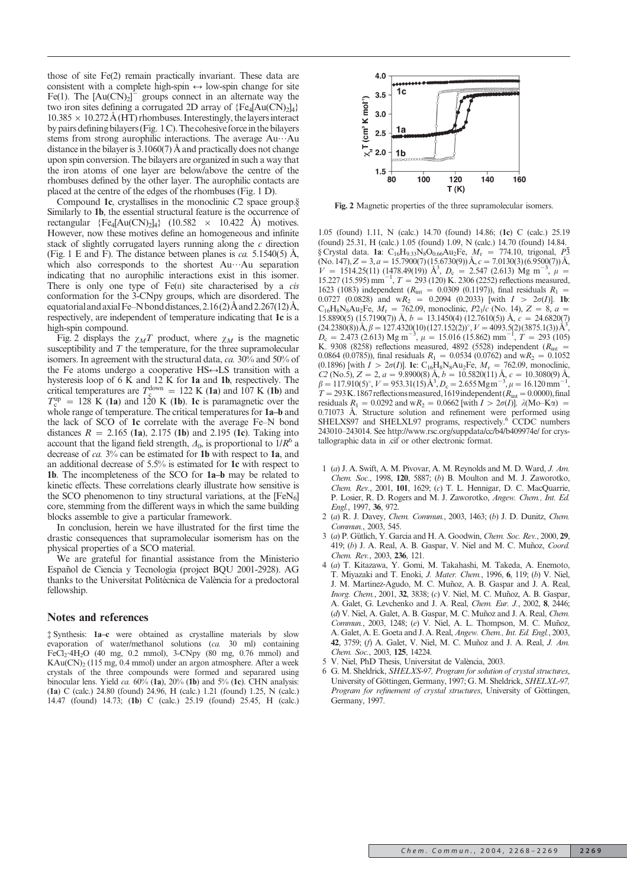those of site Fe(2) remain practically invariant. These data are consistent with a complete high-spin $\leftrightarrow$ low-spin change for site Fe(1). The $[Au(CN)_2]^-$ groups connect in an alternate way the two iron sites defining a corrugated 2D array of $\{Fe_4[Au(CN)_2]_4\}$ 10.385 × 10.272 Å (HT) rhombuses. Interestingly, the layers interact by pairs defining bilayers (Fig. 1 C). The cohesive force in the bilayers stems from strong aurophilic interactions. The average Au···Au distance in the bilayer is 3.1060(7) Å and practically does not change upon spin conversion. The bilayers are organized in such a way that the iron atoms of one layer are below/above the centre of the rhombuses defined by the other layer. The aurophilic contacts are placed at the centre of the edges of the rhombuses (Fig. 1 D).

Compound **1c**, crystallises in the monoclinic *C*2 space group.§ Similarly to **1b**, the essential structural feature is the occurrence of rectangular $\{Fe_4[Au(CN)_2]_4\}$ (10.582 × 10.422 Å) motives. However, now these motives define an homogeneous and infinite stack of slightly corrugated layers running along the *c* direction (Fig. 1 E and F). The distance between planes is *ca.* 5.1540(5) Å, which also corresponds to the shortest Au···Au separation indicating that no aurophilic interactions exist in this isomer. There is only one type of Fe(II) site characterised by a *cis* conformation for the 3-CNpy groups, which are disordered. The equatorial and axial Fe–N bond distances, 2.16(2) Å and 2.267(12) Å, respectively, are independent of temperature indicating that **1c** is a high-spin compound.

Fig. 2 displays the $\chi_M T$ product, where $\chi_M$ is the magnetic susceptibility and *T* the temperature, for the three supramolecular isomers. In agreement with the structural data, *ca.* 30% and 50% of the Fe atoms undergo a cooperative HS$\leftrightarrow$LS transition with a hysteresis loop of 6 K and 12 K for **1a** and **1b**, respectively. The critical temperatures are $T_c^{down}$ = 122 K (**1a**) and 107 K (**1b**) and $T_c^{up}$ = 128 K (**1a**) and 120 K (**1b**). **1c** is paramagnetic over the whole range of temperature. The critical temperatures for **1a–b** and the lack of SCO of **1c** correlate with the average Fe–N bond distances *R* = 2.165 (**1a**), 2.175 (**1b**) and 2.195 (**1c**). Taking into account that the ligand field strength, $\Delta_0$, is proportional to $1/R^6$ a decrease of *ca.* 3% can be estimated for **1b** with respect to **1a**, and an additional decrease of 5.5% is estimated for **1c** with respect to **1b**. The incompleteness of the SCO for **1a–b** may be related to kinetic effects. These correlations clearly illustrate how sensitive is the SCO phenomenon to tiny structural variations, at the $[FeN_6]$ core, stemming from the different ways in which the same building blocks assemble to give a particular framework.

In conclusion, herein we have illustrated for the first time the drastic consequences that supramolecular isomerism has on the physical properties of a SCO material.

We are grateful for finantial assistance from the Ministerio Español de Ciencia y Tecnología (project BQU 2001-2928). AG thanks to the Universitat Politècnica de València for a predoctoral fellowship.

4.0
3.5
3.0
2.5
2.0
1.5
1c
1a
1b
$\chi_M T$ (cm³ K mol⁻¹)
80
100
120
140
160
T (K)

**Fig. 2** Magnetic properties of the three supramolecular isomers.

## Notes and references

‡ Synthesis: **1a–c** were obtained as crystalline materials by slow evaporation of water/methanol solutions (*ca.* 30 ml) containing $FeCl_2 \cdot 4H_2O$ (40 mg, 0.2 mmol), 3-CNpy (80 mg, 0.76 mmol) and $KAu(CN)_2$ (115 mg, 0.4 mmol) under an argon atmosphere. After a week crystals of the three compounds were formed and separared using binocular lens. Yield *ca.* 60% (**1a**), 20% (**1b**) and 5% (**1c**). CHN analysis: (**1a**) C (calc.) 24.80 (found) 24.96, H (calc.) 1.21 (found) 1.25, N (calc.) 14.47 (found) 14.73; (**1b**) C (calc.) 25.19 (found) 25.45, H (calc.) 1.05 (found) 1.11, N (calc.) 14.70 (found) 14.86; (**1c**) C (calc.) 25.19 (found) 25.31, H (calc.) 1.05 (found) 1.09, N (calc.) 14.70 (found) 14.84.

§ Crystal data. **1a**: $C_{16}H_{9.33}N_8O_{0.66}Au_2Fe$, $M_r$ = 774.10, trigonal, $P\bar{3}$ (No. 147), $Z$ = 3, $a$ = 15.7900(7) (15.6730(9)) Å, $c$ = 7.0130(3) (6.9500(7)) Å, $V$ = 1514.25(11) (1478.49(19)) Å$^3$, $D_c$ = 2.547 (2.613) Mg m$^{-3}$, $\mu$ = 15.227 (15.595) mm$^{-1}$, $T$ = 293 (120) K. 2306 (2252) reflections measured, 1623 (1083) independent ($R_{int}$ = 0.0309 (0.1197)), final residuals $R_1$ = 0.0727 (0.0828) and w$R_2$ = 0.2094 (0.2033) [with $I > 2\sigma(I)$]. **1b**: $C_{16}H_8N_8Au_2Fe$, $M_r$ = 762.09, monoclinic, $P2_1/c$ (No. 14), $Z$ = 8, $a$ = 15.8890(5) (15.7190(7)) Å, $b$ = 13.1450(4) (12.7610(5)) Å, $c$ = 24.6820(7) (24.2380(8)) Å, $\beta$ = 127.4320(10) (127.152(2))°, $V$ = 4093.5(2) (3875.1(3)) Å$^3$, $D_c$ = 2.473 (2.613) Mg m$^{-3}$, $\mu$ = 15.016 (15.862) mm$^{-1}$, $T$ = 293 (105) K. 9308 (8258) reflections measured, 4892 (5528) independent ($R_{int}$ = 0.0864 (0.0785)), final residuals $R_1$ = 0.0534 (0.0762) and w$R_2$ = 0.1052 (0.1896) [with $I > 2\sigma(I)$]. **1c**: $C_{16}H_8N_8Au_2Fe$, $M_r$ = 762.09, monoclinic, *C*2 (No.5), $Z$ = 2, $a$ = 9.8900(8) Å, $b$ = 10.5820(11) Å, $c$ = 10.3080(9) Å, $\beta$ = 117.910(5)°, $V$ = 953.31(15) Å$^3$, $D_c$ = 2.655 Mg m$^{-3}$, $\mu$ = 16.120 mm$^{-1}$, $T$ = 293 K. 1867 reflections measured, 1619 independent ($R_{int}$ = 0.0000), final residuals $R_1$ = 0.0292 and w$R_2$ = 0.0662 [with $I > 2\sigma(I)$]. $\lambda$(Mo–K$\alpha$) = 0.71073 Å. Structure solution and refinement were performed using SHELXS97 and SHELXL97 programs, respectively.[6] CCDC numbers 243010–243014. See http://www.rsc.org/suppdata/cc/b4/b409974e/ for crystallographic data in .cif or other electronic format.

1 (*a*) J. A. Swift, A. M. Pivovar, A. M. Reynolds and M. D. Ward, *J. Am. Chem. Soc.*, 1998, **120**, 5887; (*b*) B. Moulton and M. J. Zaworotko, *Chem. Rev.*, 2001, **101**, 1629; (*c*) T. L. Hennigar, D. C. MacQuarrie, P. Losier, R. D. Rogers and M. J. Zaworotko, *Angew. Chem., Int. Ed. Engl.*, 1997, **36**, 972.

2 (*a*) R. J. Davey, *Chem. Commun.*, 2003, 1463; (*b*) J. D. Dunitz, *Chem. Commun.*, 2003, 545.

3 (*a*) P. Gütlich, Y. Garcia and H. A. Goodwin, *Chem. Soc. Rev.*, 2000, **29**, 419; (*b*) J. A. Real, A. B. Gaspar, V. Niel and M. C. Muñoz, *Coord. Chem. Rev.*, 2003, **236**, 121.

4 (*a*) T. Kitazawa, Y. Gomi, M. Takahashi, M. Takeda, A. Enemoto, T. Miyazaki and T. Enoki, *J. Mater. Chem.*, 1996, **6**, 119; (*b*) V. Niel, J. M. Martinez-Agudo, M. C. Muñoz, A. B. Gaspar and J. A. Real, *Inorg. Chem.*, 2001, **32**, 3838; (*c*) V. Niel, M. C. Muñoz, A. B. Gaspar, A. Galet, G. Levchenko and J. A. Real, *Chem. Eur. J.*, 2002, **8**, 2446; (*d*) V. Niel, A. Galet, A. B. Gaspar, M. C. Muñoz and J. A. Real, *Chem. Commun.*, 2003, 1248; (*e*) V. Niel, A. L. Thompson, M. C. Muñoz, A. Galet, A. E. Goeta and J. A. Real, *Angew. Chem., Int. Ed. Engl.*, 2003, **42**, 3759; (*f*) A. Galet, V. Niel, M. C. Muñoz and J. A. Real, *J. Am. Chem. Soc.*, 2003, **125**, 14224.

5 V. Niel, PhD Thesis, Universitat de València, 2003.

6 G. M. Sheldrick, *SHELXS-97, Program for solution of crystal structures*, University of Göttingen, Germany, 1997; G. M. Sheldrick, *SHELXL-97, Program for refinement of crystal structures*, University of Göttingen, Germany, 1997.